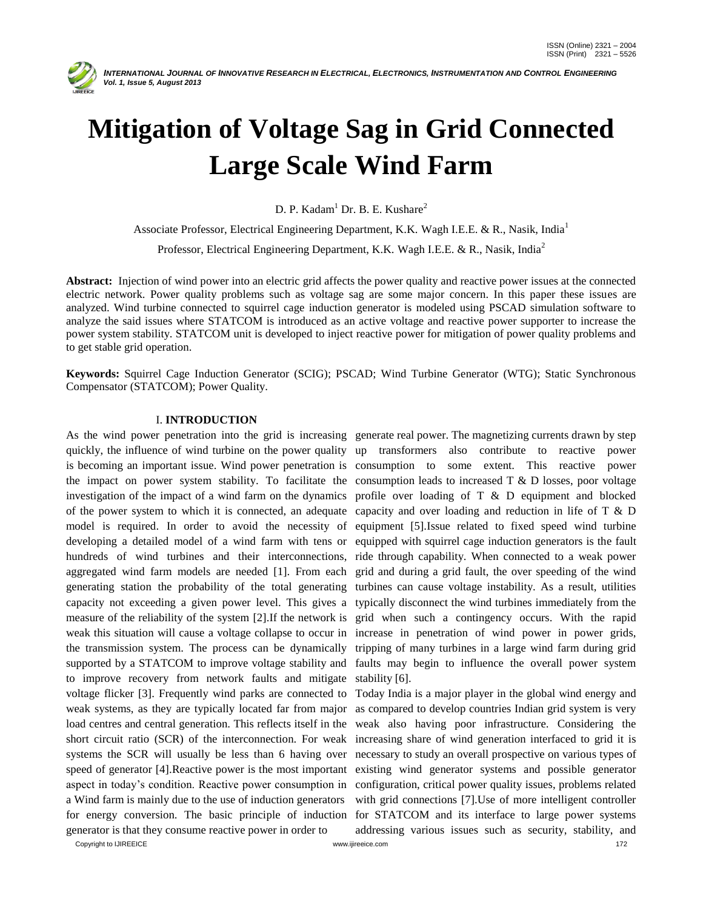# Mitigation of Voltage Sag in Grid Connected Large Scale Wind Farm

D. P. Kadam[1] Dr. B. E. Kushare[2]

Associate Professor, Electrical Engineering Department, K.K. Wagh I.E.E. & R., Nasik, India[1]

Professor, Electrical Engineering Department, K.K. Wagh I.E.E. & R., Nasik, India[2]

**Abstract:** Injection of wind power into an electric grid affects the power quality and reactive power issues at the connected electric network. Power quality problems such as voltage sag are some major concern. In this paper these issues are analyzed. Wind turbine connected to squirrel cage induction generator is modeled using PSCAD simulation software to analyze the said issues where STATCOM is introduced as an active voltage and reactive power supporter to increase the power system stability. STATCOM unit is developed to inject reactive power for mitigation of power quality problems and to get stable grid operation.

**Keywords:** Squirrel Cage Induction Generator (SCIG); PSCAD; Wind Turbine Generator (WTG); Static Synchronous Compensator (STATCOM); Power Quality.

## I. INTRODUCTION

As the wind power penetration into the grid is increasing quickly, the influence of wind turbine on the power quality is becoming an important issue. Wind power penetration is the impact on power system stability. To facilitate the investigation of the impact of a wind farm on the dynamics of the power system to which it is connected, an adequate model is required. In order to avoid the necessity of developing a detailed model of a wind farm with tens or hundreds of wind turbines and their interconnections, aggregated wind farm models are needed [1]. From each generating station the probability of the total generating capacity not exceeding a given power level. This gives a measure of the reliability of the system [2].If the network is weak this situation will cause a voltage collapse to occur in the transmission system. The process can be dynamically supported by a STATCOM to improve voltage stability and to improve recovery from network faults and mitigate voltage flicker [3]. Frequently wind parks are connected to weak systems, as they are typically located far from major load centres and central generation. This reflects itself in the short circuit ratio (SCR) of the interconnection. For weak systems the SCR will usually be less than 6 having over speed of generator [4].Reactive power is the most important aspect in today's condition. Reactive power consumption in a Wind farm is mainly due to the use of induction generators for energy conversion. The basic principle of induction generator is that they consume reactive power in order to generate real power. The magnetizing currents drawn by step up transformers also contribute to reactive power consumption to some extent. This reactive power consumption leads to increased T & D losses, poor voltage profile over loading of T & D equipment and blocked capacity and over loading and reduction in life of T & D equipment [5].Issue related to fixed speed wind turbine equipped with squirrel cage induction generators is the fault ride through capability. When connected to a weak power grid and during a grid fault, the over speeding of the wind turbines can cause voltage instability. As a result, utilities typically disconnect the wind turbines immediately from the grid when such a contingency occurs. With the rapid increase in penetration of wind power in power grids, tripping of many turbines in a large wind farm during grid faults may begin to influence the overall power system stability [6].

Today India is a major player in the global wind energy and as compared to develop countries Indian grid system is very weak also having poor infrastructure. Considering the increasing share of wind generation interfaced to grid it is necessary to study an overall prospective on various types of existing wind generator systems and possible generator configuration, critical power quality issues, problems related with grid connections [7].Use of more intelligent controller for STATCOM and its interface to large power systems addressing various issues such as security, stability, and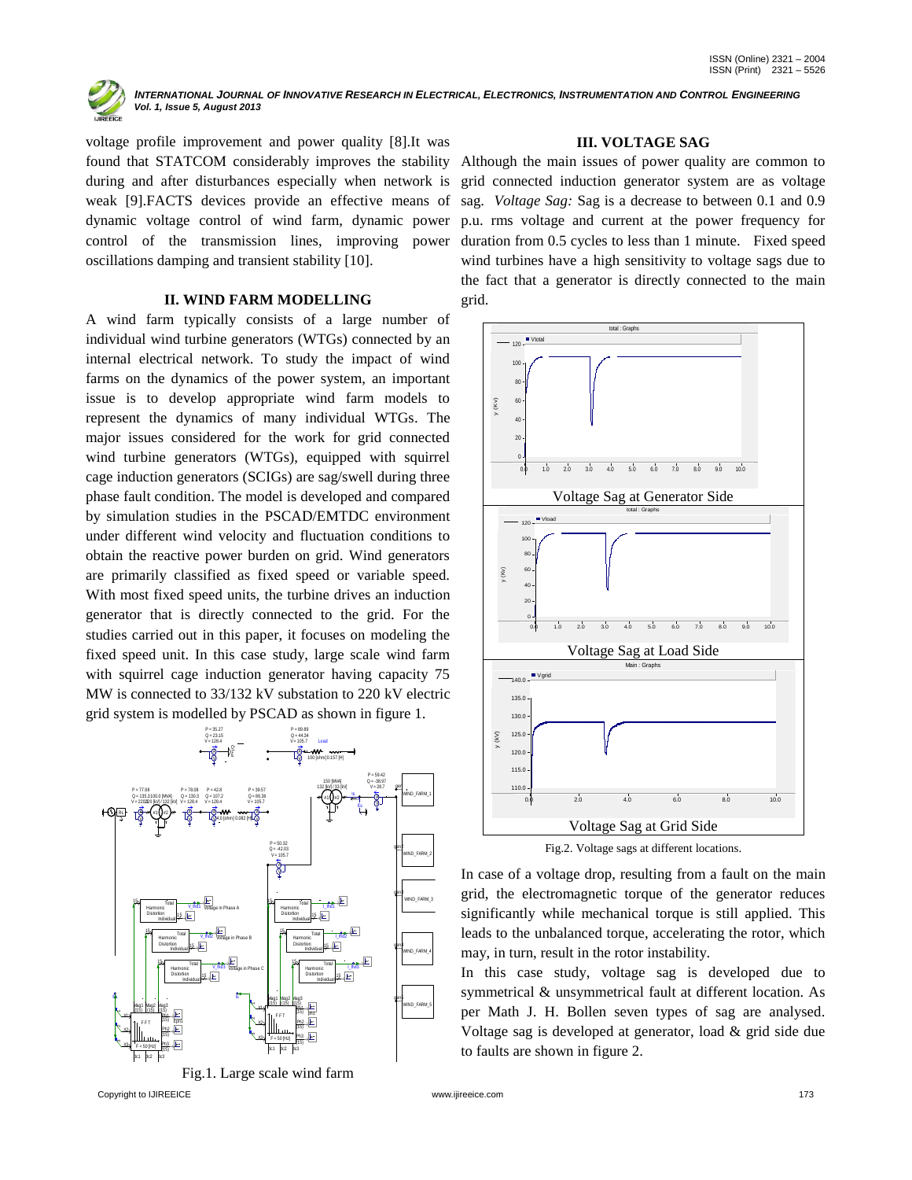voltage profile improvement and power quality [8].It was found that STATCOM considerably improves the stability during and after disturbances especially when network is weak [9].FACTS devices provide an effective means of dynamic voltage control of wind farm, dynamic power control of the transmission lines, improving power oscillations damping and transient stability [10].

## II. WIND FARM MODELLING

A wind farm typically consists of a large number of individual wind turbine generators (WTGs) connected by an internal electrical network. To study the impact of wind farms on the dynamics of the power system, an important issue is to develop appropriate wind farm models to represent the dynamics of many individual WTGs. The major issues considered for the work for grid connected wind turbine generators (WTGs), equipped with squirrel cage induction generators (SCIGs) are sag/swell during three phase fault condition. The model is developed and compared by simulation studies in the PSCAD/EMTDC environment under different wind velocity and fluctuation conditions to obtain the reactive power burden on grid. Wind generators are primarily classified as fixed speed or variable speed. With most fixed speed units, the turbine drives an induction generator that is directly connected to the grid. For the studies carried out in this paper, it focuses on modeling the fixed speed unit. In this case study, large scale wind farm with squirrel cage induction generator having capacity 75 MW is connected to 33/132 kV substation to 220 kV electric grid system is modelled by PSCAD as shown in figure 1.

Fig.1. Large scale wind farm

## III. VOLTAGE SAG

Although the main issues of power quality are common to grid connected induction generator system are as voltage sag. *Voltage Sag:* Sag is a decrease to between 0.1 and 0.9 p.u. rms voltage and current at the power frequency for duration from 0.5 cycles to less than 1 minute. Fixed speed wind turbines have a high sensitivity to voltage sags due to the fact that a generator is directly connected to the main grid.

Voltage Sag at Generator Side

Voltage Sag at Load Side

Voltage Sag at Grid Side

Fig.2. Voltage sags at different locations.

In case of a voltage drop, resulting from a fault on the main grid, the electromagnetic torque of the generator reduces significantly while mechanical torque is still applied. This leads to the unbalanced torque, accelerating the rotor, which may, in turn, result in the rotor instability.

In this case study, voltage sag is developed due to symmetrical & unsymmetrical fault at different location. As per Math J. H. Bollen seven types of sag are analysed. Voltage sag is developed at generator, load & grid side due to faults are shown in figure 2.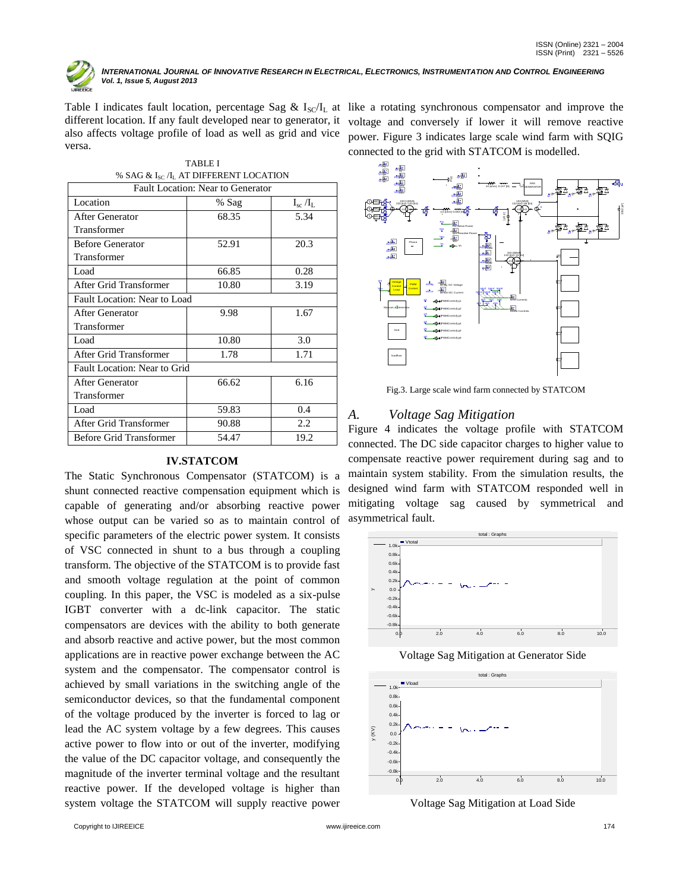Table I indicates fault location, percentage Sag & $I_{SC}/I_L$ at different location. If any fault developed near to generator, it also affects voltage profile of load as well as grid and vice versa.

TABLE I
% SAG & $I_{SC}/I_L$ AT DIFFERENT LOCATION

| Location | % Sag | $I_{sc}/I_L$ |
|---|---|---|
| **Fault Location: Near to Generator** | | |
| After Generator Transformer | 68.35 | 5.34 |
| Before Generator Transformer | 52.91 | 20.3 |
| Load | 66.85 | 0.28 |
| After Grid Transformer | 10.80 | 3.19 |
| **Fault Location: Near to Load** | | |
| After Generator Transformer | 9.98 | 1.67 |
| Load | 10.80 | 3.0 |
| After Grid Transformer | 1.78 | 1.71 |
| **Fault Location: Near to Grid** | | |
| After Generator Transformer | 66.62 | 6.16 |
| Load | 59.83 | 0.4 |
| After Grid Transformer | 90.88 | 2.2 |
| Before Grid Transformer | 54.47 | 19.2 |

## IV.STATCOM

The Static Synchronous Compensator (STATCOM) is a shunt connected reactive compensation equipment which is capable of generating and/or absorbing reactive power whose output can be varied so as to maintain control of specific parameters of the electric power system. It consists of VSC connected in shunt to a bus through a coupling transform. The objective of the STATCOM is to provide fast and smooth voltage regulation at the point of common coupling. In this paper, the VSC is modeled as a six-pulse IGBT converter with a dc-link capacitor. The static compensators are devices with the ability to both generate and absorb reactive and active power, but the most common applications are in reactive power exchange between the AC system and the compensator. The compensator control is achieved by small variations in the switching angle of the semiconductor devices, so that the fundamental component of the voltage produced by the inverter is forced to lag or lead the AC system voltage by a few degrees. This causes active power to flow into or out of the inverter, modifying the value of the DC capacitor voltage, and consequently the magnitude of the inverter terminal voltage and the resultant reactive power. If the developed voltage is higher than system voltage the STATCOM will supply reactive power like a rotating synchronous compensator and improve the voltage and conversely if lower it will remove reactive power. Figure 3 indicates large scale wind farm with SQIG connected to the grid with STATCOM is modelled.

Fig.3. Large scale wind farm connected by STATCOM

### *A. Voltage Sag Mitigation*

Figure 4 indicates the voltage profile with STATCOM connected. The DC side capacitor charges to higher value to compensate reactive power requirement during sag and to maintain system stability. From the simulation results, the designed wind farm with STATCOM responded well in mitigating voltage sag caused by symmetrical and asymmetrical fault.

Voltage Sag Mitigation at Generator Side

Voltage Sag Mitigation at Load Side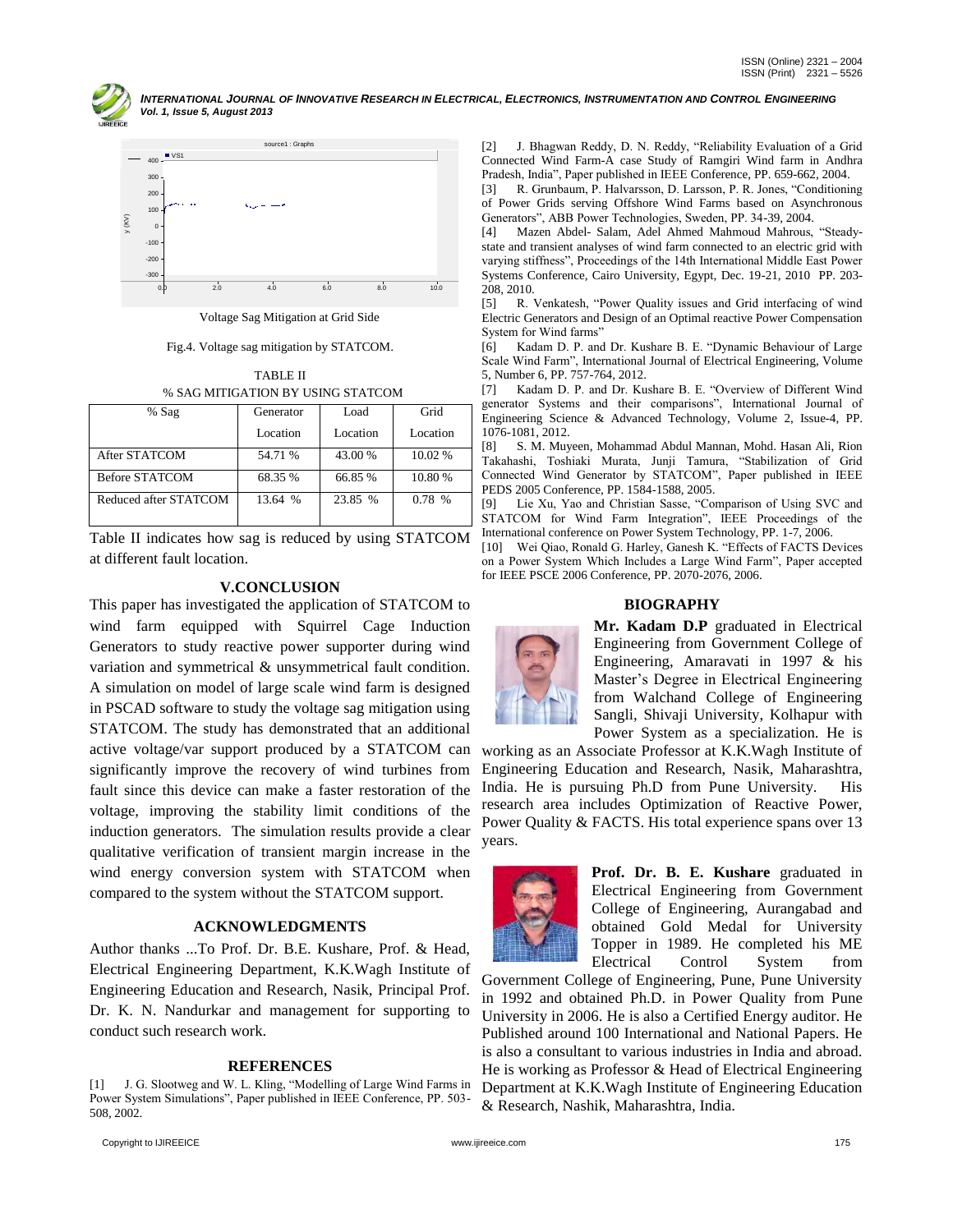source1 : Graphs

VS1

400
300
200
100
0
-100
-200
-300

y (KV)

0.0 2.0 4.0 6.0 8.0 10.0

Voltage Sag Mitigation at Grid Side

Fig.4. Voltage sag mitigation by STATCOM.

TABLE II
% SAG MITIGATION BY USING STATCOM

| % Sag | Generator Location | Load Location | Grid Location |
|---|---|---|---|
| After STATCOM | 54.71 % | 43.00 % | 10.02 % |
| Before STATCOM | 68.35 % | 66.85 % | 10.80 % |
| Reduced after STATCOM | 13.64 % | 23.85 % | 0.78 % |

Table II indicates how sag is reduced by using STATCOM at different fault location.

## V.CONCLUSION

This paper has investigated the application of STATCOM to wind farm equipped with Squirrel Cage Induction Generators to study reactive power supporter during wind variation and symmetrical & unsymmetrical fault condition. A simulation on model of large scale wind farm is designed in PSCAD software to study the voltage sag mitigation using STATCOM. The study has demonstrated that an additional active voltage/var support produced by a STATCOM can significantly improve the recovery of wind turbines from fault since this device can make a faster restoration of the voltage, improving the stability limit conditions of the induction generators. The simulation results provide a clear qualitative verification of transient margin increase in the wind energy conversion system with STATCOM when compared to the system without the STATCOM support.

## ACKNOWLEDGMENTS

Author thanks ...To Prof. Dr. B.E. Kushare, Prof. & Head, Electrical Engineering Department, K.K.Wagh Institute of Engineering Education and Research, Nasik, Principal Prof. Dr. K. N. Nandurkar and management for supporting to conduct such research work.

## REFERENCES

[1] J. G. Slootweg and W. L. Kling, "Modelling of Large Wind Farms in Power System Simulations", Paper published in IEEE Conference, PP. 503-508, 2002.

[2] J. Bhagwan Reddy, D. N. Reddy, "Reliability Evaluation of a Grid Connected Wind Farm-A case Study of Ramgiri Wind farm in Andhra Pradesh, India", Paper published in IEEE Conference, PP. 659-662, 2004.

[3] R. Grunbaum, P. Halvarsson, D. Larsson, P. R. Jones, "Conditioning of Power Grids serving Offshore Wind Farms based on Asynchronous Generators", ABB Power Technologies, Sweden, PP. 34-39, 2004.

[4] Mazen Abdel- Salam, Adel Ahmed Mahmoud Mahrous, "Steady-state and transient analyses of wind farm connected to an electric grid with varying stiffness", Proceedings of the 14th International Middle East Power Systems Conference, Cairo University, Egypt, Dec. 19-21, 2010 PP. 203-208, 2010.

[5] R. Venkatesh, "Power Quality issues and Grid interfacing of wind Electric Generators and Design of an Optimal reactive Power Compensation System for Wind farms"

[6] Kadam D. P. and Dr. Kushare B. E. "Dynamic Behaviour of Large Scale Wind Farm", International Journal of Electrical Engineering, Volume 5, Number 6, PP. 757-764, 2012.

[7] Kadam D. P. and Dr. Kushare B. E. "Overview of Different Wind generator Systems and their comparisons", International Journal of Engineering Science & Advanced Technology, Volume 2, Issue-4, PP. 1076-1081, 2012.

[8] S. M. Muyeen, Mohammad Abdul Mannan, Mohd. Hasan Ali, Rion Takahashi, Toshiaki Murata, Junji Tamura, "Stabilization of Grid Connected Wind Generator by STATCOM", Paper published in IEEE PEDS 2005 Conference, PP. 1584-1588, 2005.

[9] Lie Xu, Yao and Christian Sasse, "Comparison of Using SVC and STATCOM for Wind Farm Integration", IEEE Proceedings of the International conference on Power System Technology, PP. 1-7, 2006.

[10] Wei Qiao, Ronald G. Harley, Ganesh K. "Effects of FACTS Devices on a Power System Which Includes a Large Wind Farm", Paper accepted for IEEE PSCE 2006 Conference, PP. 2070-2076, 2006.

## BIOGRAPHY

**Mr. Kadam D.P** graduated in Electrical Engineering from Government College of Engineering, Amaravati in 1997 & his Master's Degree in Electrical Engineering from Walchand College of Engineering Sangli, Shivaji University, Kolhapur with Power System as a specialization. He is working as an Associate Professor at K.K.Wagh Institute of Engineering Education and Research, Nasik, Maharashtra, India. He is pursuing Ph.D from Pune University. His research area includes Optimization of Reactive Power, Power Quality & FACTS. His total experience spans over 13 years.

**Prof. Dr. B. E. Kushare** graduated in Electrical Engineering from Government College of Engineering, Aurangabad and obtained Gold Medal for University Topper in 1989. He completed his ME Electrical Control System from Government College of Engineering, Pune, Pune University in 1992 and obtained Ph.D. in Power Quality from Pune University in 2006. He is also a Certified Energy auditor. He Published around 100 International and National Papers. He is also a consultant to various industries in India and abroad. He is working as Professor & Head of Electrical Engineering Department at K.K.Wagh Institute of Engineering Education & Research, Nashik, Maharashtra, India.